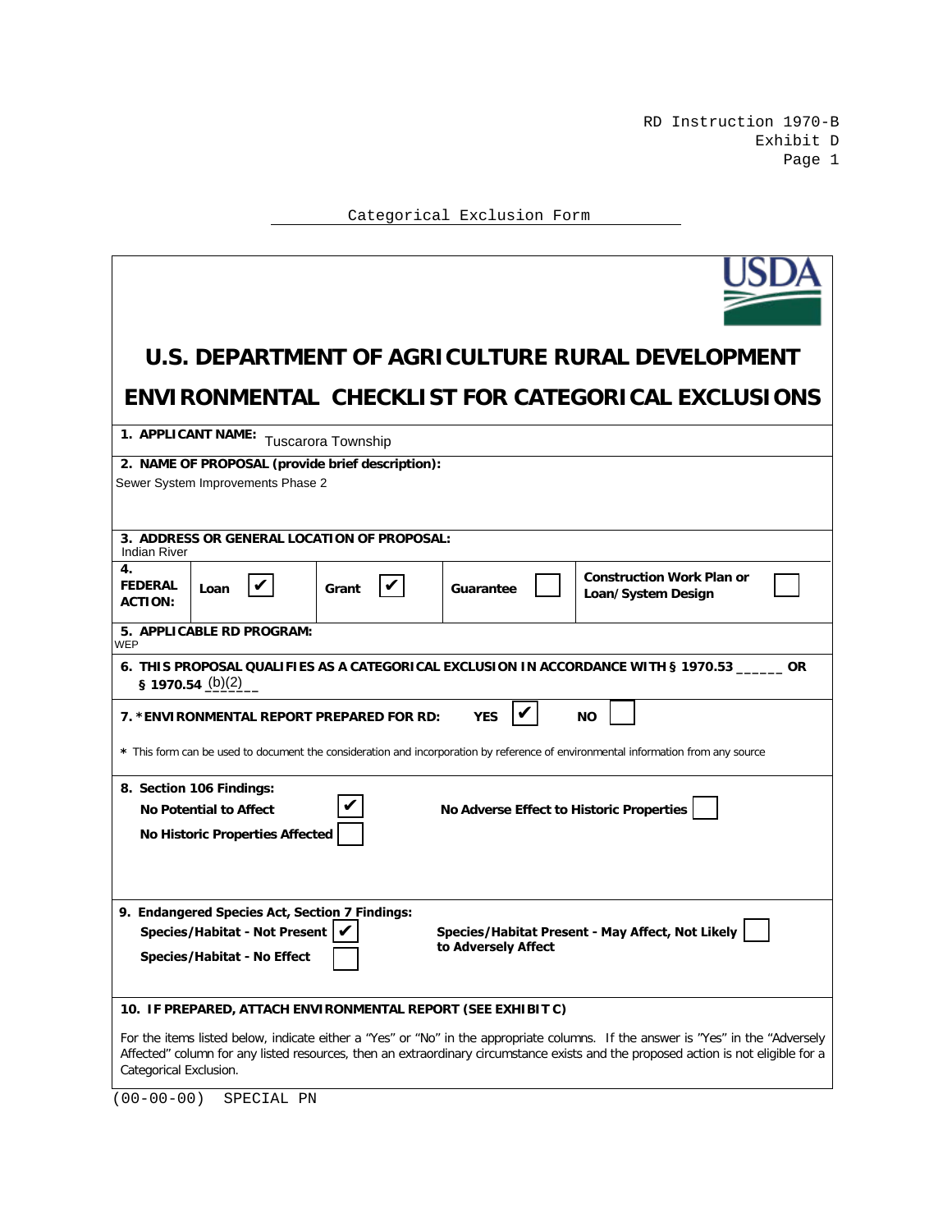Categorical Exclusion Form

# U.S. DEPARTMENT OF AGRICULTURE RURAL DEVELOPMENT

# ENVIRONMENTAL CHECKLIST FOR CATEGORICAL EXCLUSIONS

**1. APPLICANT NAME:** Tuscarora Township

**2. NAME OF PROPOSAL (provide brief description):**
Sewer System Improvements Phase 2

**3. ADDRESS OR GENERAL LOCATION OF PROPOSAL:**
Indian River

| **4. FEDERAL ACTION:** | **Loan** ☑ | **Grant** ☑ | **Guarantee** ☐ | **Construction Work Plan or Loan/System Design** ☐ |
|---|---|---|---|---|

**5. APPLICABLE RD PROGRAM:**
WEP

**6. THIS PROPOSAL QUALIFIES AS A CATEGORICAL EXCLUSION IN ACCORDANCE WITH § 1970.53 ______ OR § 1970.54** (b)(2)

**7. *ENVIRONMENTAL REPORT PREPARED FOR RD:** **YES** ☑ **NO** ☐

**\*** This form can be used to document the consideration and incorporation by reference of environmental information from any source

**8. Section 106 Findings:**

- **No Potential to Affect** ☑
- **No Historic Properties Affected** ☐
- **No Adverse Effect to Historic Properties** ☐

**9. Endangered Species Act, Section 7 Findings:**

- **Species/Habitat - Not Present** ☑
- **Species/Habitat - No Effect** ☐
- **Species/Habitat Present - May Affect, Not Likely to Adversely Affect** ☐

**10. IF PREPARED, ATTACH ENVIRONMENTAL REPORT (SEE EXHIBIT C)**

For the items listed below, indicate either a "Yes" or "No" in the appropriate columns. If the answer is "Yes" in the "Adversely Affected" column for any listed resources, then an extraordinary circumstance exists and the proposed action is not eligible for a Categorical Exclusion.

(00-00-00) SPECIAL PN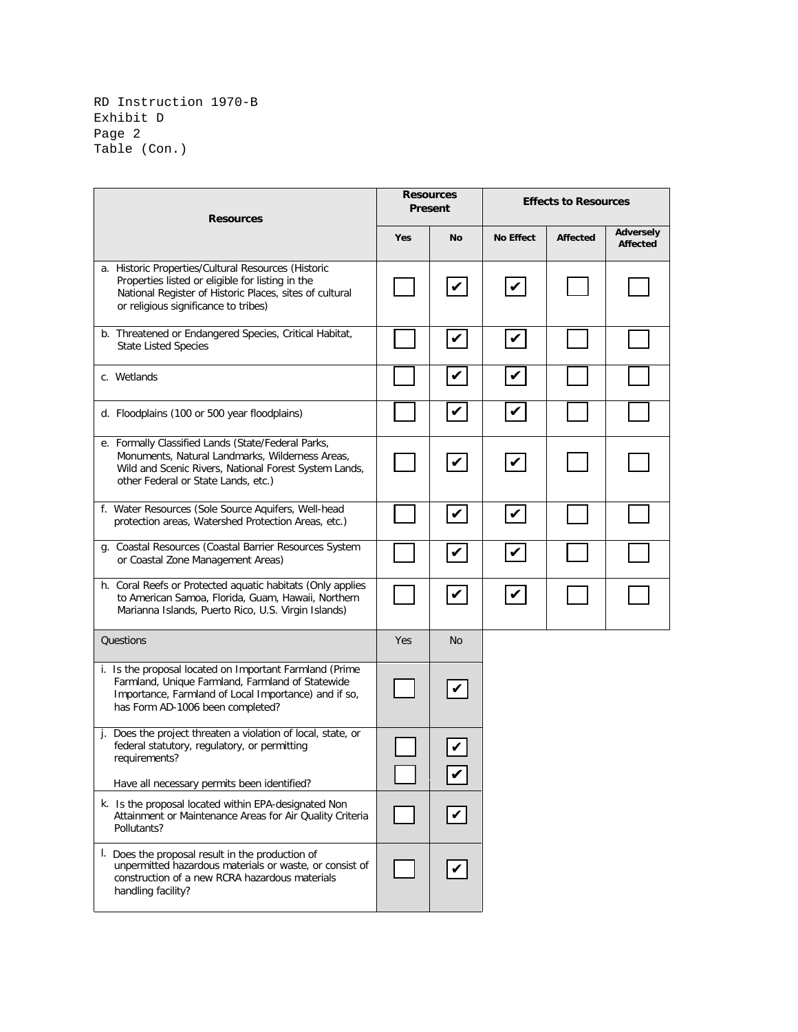RD Instruction 1970-B
Exhibit D
Table (Con.)

| Resources | Resources Present | | Effects to Resources | | |
|---|---|---|---|---|---|
| | Yes | No | No Effect | Affected | Adversely Affected |
| a. Historic Properties/Cultural Resources (Historic Properties listed or eligible for listing in the National Register of Historic Places, sites of cultural or religious significance to tribes) | ☐ | ☑ | ☑ | ☐ | ☐ |
| b. Threatened or Endangered Species, Critical Habitat, State Listed Species | ☐ | ☑ | ☑ | ☐ | ☐ |
| c. Wetlands | ☐ | ☑ | ☑ | ☐ | ☐ |
| d. Floodplains (100 or 500 year floodplains) | ☐ | ☑ | ☑ | ☐ | ☐ |
| e. Formally Classified Lands (State/Federal Parks, Monuments, Natural Landmarks, Wilderness Areas, Wild and Scenic Rivers, National Forest System Lands, other Federal or State Lands, etc.) | ☐ | ☑ | ☑ | ☐ | ☐ |
| f. Water Resources (Sole Source Aquifers, Well-head protection areas, Watershed Protection Areas, etc.) | ☐ | ☑ | ☑ | ☐ | ☐ |
| g. Coastal Resources (Coastal Barrier Resources System or Coastal Zone Management Areas) | ☐ | ☑ | ☑ | ☐ | ☐ |
| h. Coral Reefs or Protected aquatic habitats (Only applies to American Samoa, Florida, Guam, Hawaii, Northern Marianna Islands, Puerto Rico, U.S. Virgin Islands) | ☐ | ☑ | ☑ | ☐ | ☐ |

| Questions | Yes | No |
|---|---|---|
| i. Is the proposal located on Important Farmland (Prime Farmland, Unique Farmland, Farmland of Statewide Importance, Farmland of Local Importance) and if so, has Form AD-1006 been completed? | ☐ | ☑ |
| j. Does the project threaten a violation of local, state, or federal statutory, regulatory, or permitting requirements? | ☐ | ☑ |
| Have all necessary permits been identified? | ☐ | ☑ |
| k. Is the proposal located within EPA-designated Non Attainment or Maintenance Areas for Air Quality Criteria Pollutants? | ☐ | ☑ |
| l. Does the proposal result in the production of unpermitted hazardous materials or waste, or consist of construction of a new RCRA hazardous materials handling facility? | ☐ | ☑ |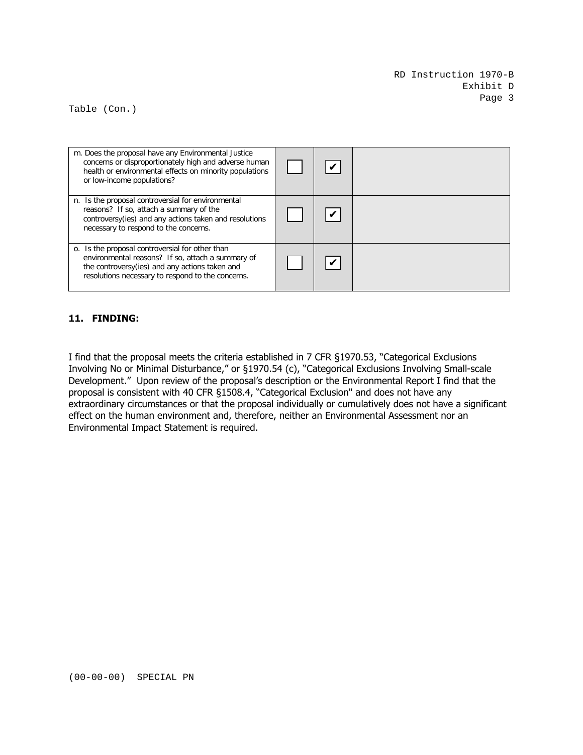Table (Con.)

| | | | |
|---|---|---|---|
| m. Does the proposal have any Environmental Justice concerns or disproportionately high and adverse human health or environmental effects on minority populations or low-income populations? | ☐ | ☑ | |
| n. Is the proposal controversial for environmental reasons? If so, attach a summary of the controversy(ies) and any actions taken and resolutions necessary to respond to the concerns. | ☐ | ☑ | |
| o. Is the proposal controversial for other than environmental reasons? If so, attach a summary of the controversy(ies) and any actions taken and resolutions necessary to respond to the concerns. | ☐ | ☑ | |

## 11. FINDING:

I find that the proposal meets the criteria established in 7 CFR §1970.53, "Categorical Exclusions Involving No or Minimal Disturbance," or §1970.54 (c), "Categorical Exclusions Involving Small-scale Development." Upon review of the proposal's description or the Environmental Report I find that the proposal is consistent with 40 CFR §1508.4, "Categorical Exclusion" and does not have any extraordinary circumstances or that the proposal individually or cumulatively does not have a significant effect on the human environment and, therefore, neither an Environmental Assessment nor an Environmental Impact Statement is required.

(00-00-00) SPECIAL PN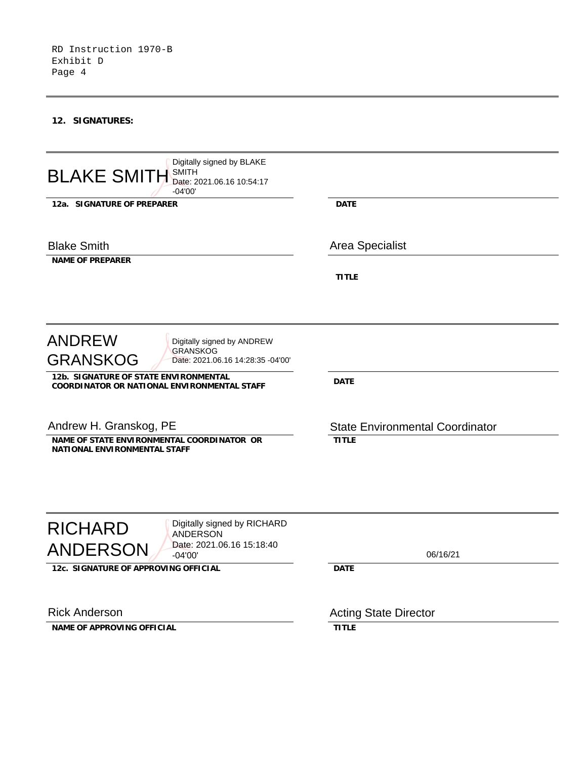RD Instruction 1970-B
Exhibit D
Page 4

**12. SIGNATURES:**

BLAKE SMITH — Digitally signed by BLAKE SMITH Date: 2021.06.16 10:54:17 -04'00'

**12a. SIGNATURE OF PREPARER**

**DATE**

Blake Smith

**NAME OF PREPARER**

Area Specialist

**TITLE**

ANDREW GRANSKOG — Digitally signed by ANDREW GRANSKOG Date: 2021.06.16 14:28:35 -04'00'

**12b. SIGNATURE OF STATE ENVIRONMENTAL COORDINATOR OR NATIONAL ENVIRONMENTAL STAFF**

**DATE**

Andrew H. Granskog, PE

**NAME OF STATE ENVIRONMENTAL COORDINATOR OR NATIONAL ENVIRONMENTAL STAFF**

State Environmental Coordinator

**TITLE**

RICHARD ANDERSON — Digitally signed by RICHARD ANDERSON Date: 2021.06.16 15:18:40 -04'00'

**12c. SIGNATURE OF APPROVING OFFICIAL**

06/16/21

**DATE**

Rick Anderson

**NAME OF APPROVING OFFICIAL**

Acting State Director

**TITLE**